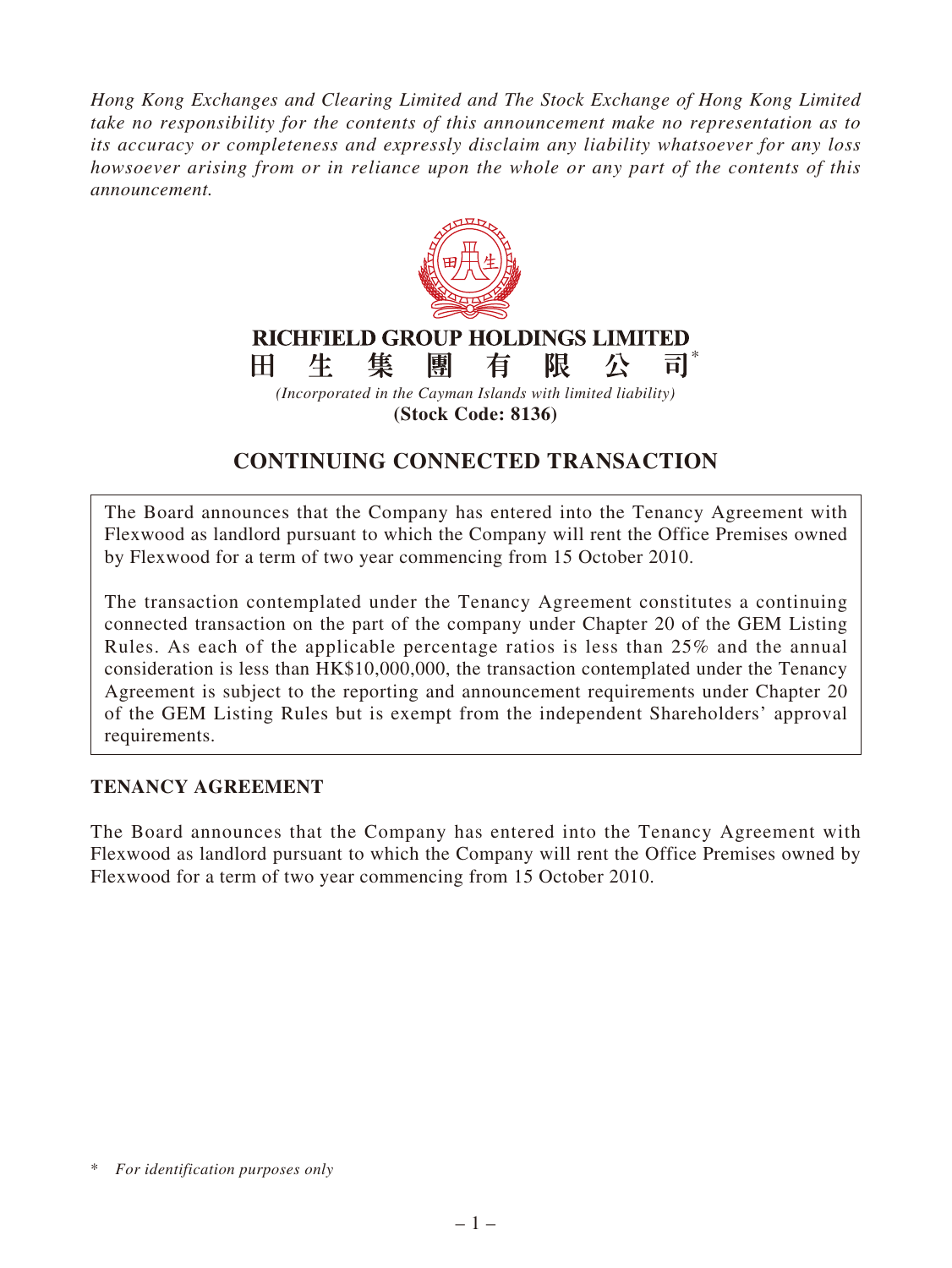*Hong Kong Exchanges and Clearing Limited and The Stock Exchange of Hong Kong Limited take no responsibility for the contents of this announcement make no representation as to its accuracy or completeness and expressly disclaim any liability whatsoever for any loss howsoever arising from or in reliance upon the whole or any part of the contents of this announcement.*

**RICHFIELD GROUP HOLDINGS LIMITED**

**田 生 集 團 有 限 公 司***

*(Incorporated in the Cayman Islands with limited liability)*

**(Stock Code: 8136)**

# CONTINUING CONNECTED TRANSACTION

The Board announces that the Company has entered into the Tenancy Agreement with Flexwood as landlord pursuant to which the Company will rent the Office Premises owned by Flexwood for a term of two year commencing from 15 October 2010.

The transaction contemplated under the Tenancy Agreement constitutes a continuing connected transaction on the part of the company under Chapter 20 of the GEM Listing Rules. As each of the applicable percentage ratios is less than 25% and the annual consideration is less than HK$10,000,000, the transaction contemplated under the Tenancy Agreement is subject to the reporting and announcement requirements under Chapter 20 of the GEM Listing Rules but is exempt from the independent Shareholders' approval requirements.

## TENANCY AGREEMENT

The Board announces that the Company has entered into the Tenancy Agreement with Flexwood as landlord pursuant to which the Company will rent the Office Premises owned by Flexwood for a term of two year commencing from 15 October 2010.

\* *For identification purposes only*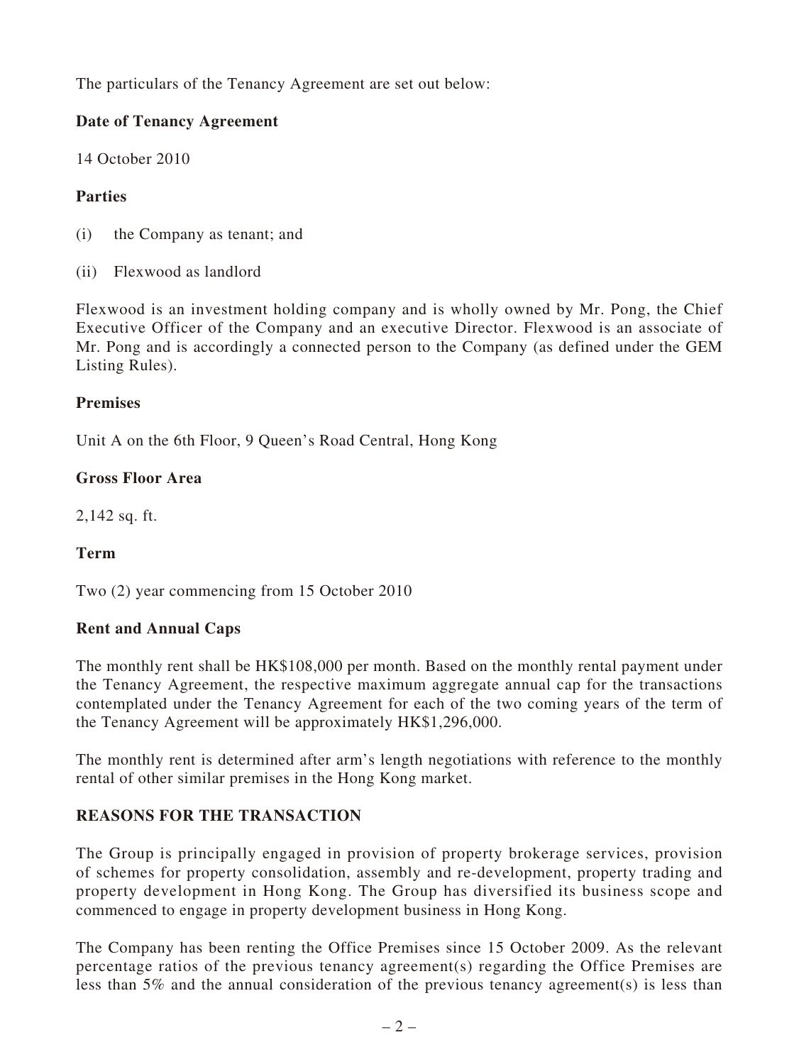The particulars of the Tenancy Agreement are set out below:

**Date of Tenancy Agreement**

14 October 2010

**Parties**

(i) the Company as tenant; and

(ii) Flexwood as landlord

Flexwood is an investment holding company and is wholly owned by Mr. Pong, the Chief Executive Officer of the Company and an executive Director. Flexwood is an associate of Mr. Pong and is accordingly a connected person to the Company (as defined under the GEM Listing Rules).

**Premises**

Unit A on the 6th Floor, 9 Queen's Road Central, Hong Kong

**Gross Floor Area**

2,142 sq. ft.

**Term**

Two (2) year commencing from 15 October 2010

**Rent and Annual Caps**

The monthly rent shall be HK$108,000 per month. Based on the monthly rental payment under the Tenancy Agreement, the respective maximum aggregate annual cap for the transactions contemplated under the Tenancy Agreement for each of the two coming years of the term of the Tenancy Agreement will be approximately HK$1,296,000.

The monthly rent is determined after arm's length negotiations with reference to the monthly rental of other similar premises in the Hong Kong market.

**REASONS FOR THE TRANSACTION**

The Group is principally engaged in provision of property brokerage services, provision of schemes for property consolidation, assembly and re-development, property trading and property development in Hong Kong. The Group has diversified its business scope and commenced to engage in property development business in Hong Kong.

The Company has been renting the Office Premises since 15 October 2009. As the relevant percentage ratios of the previous tenancy agreement(s) regarding the Office Premises are less than 5% and the annual consideration of the previous tenancy agreement(s) is less than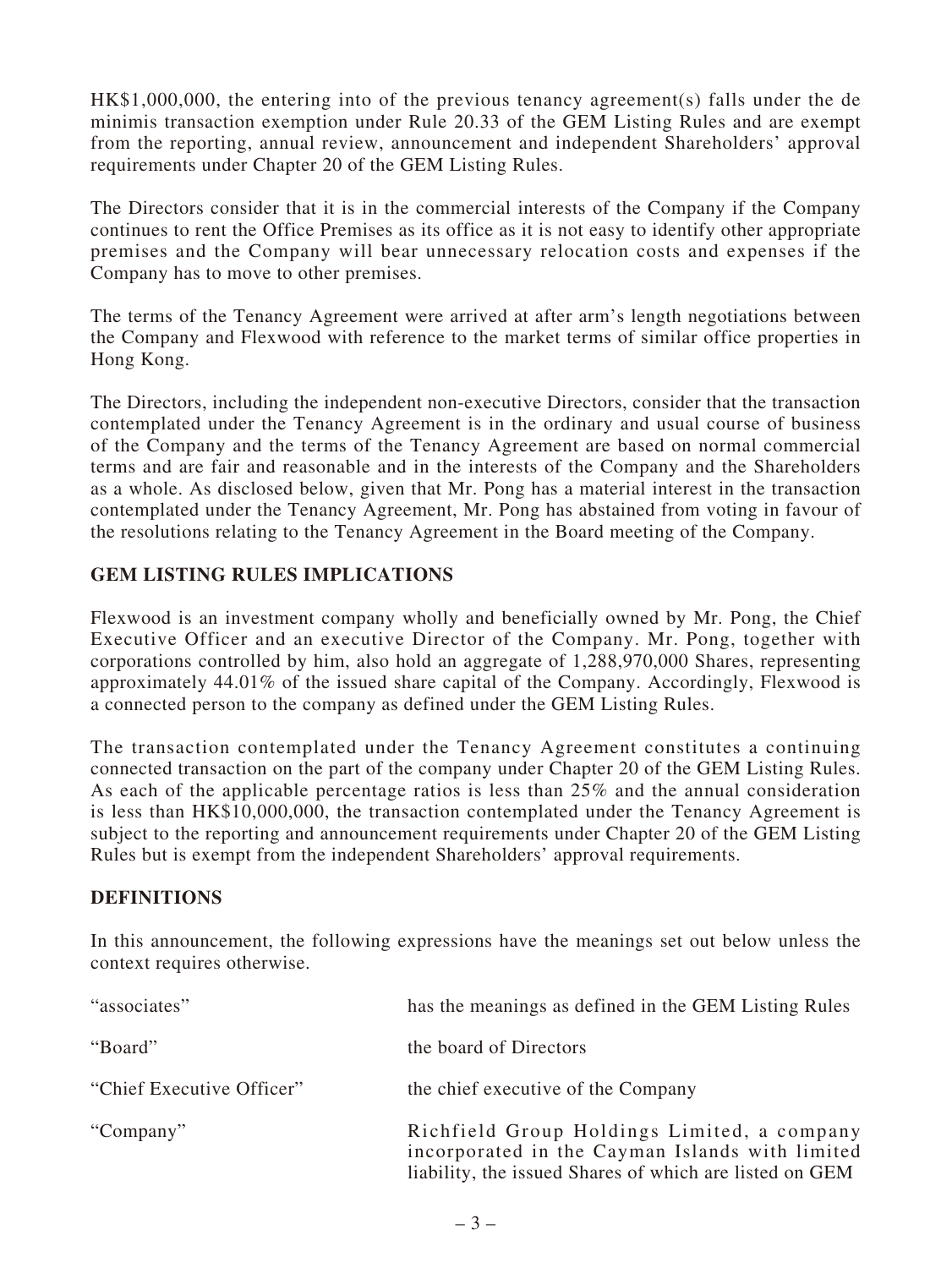HK$1,000,000, the entering into of the previous tenancy agreement(s) falls under the de minimis transaction exemption under Rule 20.33 of the GEM Listing Rules and are exempt from the reporting, annual review, announcement and independent Shareholders' approval requirements under Chapter 20 of the GEM Listing Rules.

The Directors consider that it is in the commercial interests of the Company if the Company continues to rent the Office Premises as its office as it is not easy to identify other appropriate premises and the Company will bear unnecessary relocation costs and expenses if the Company has to move to other premises.

The terms of the Tenancy Agreement were arrived at after arm's length negotiations between the Company and Flexwood with reference to the market terms of similar office properties in Hong Kong.

The Directors, including the independent non-executive Directors, consider that the transaction contemplated under the Tenancy Agreement is in the ordinary and usual course of business of the Company and the terms of the Tenancy Agreement are based on normal commercial terms and are fair and reasonable and in the interests of the Company and the Shareholders as a whole. As disclosed below, given that Mr. Pong has a material interest in the transaction contemplated under the Tenancy Agreement, Mr. Pong has abstained from voting in favour of the resolutions relating to the Tenancy Agreement in the Board meeting of the Company.

## GEM LISTING RULES IMPLICATIONS

Flexwood is an investment company wholly and beneficially owned by Mr. Pong, the Chief Executive Officer and an executive Director of the Company. Mr. Pong, together with corporations controlled by him, also hold an aggregate of 1,288,970,000 Shares, representing approximately 44.01% of the issued share capital of the Company. Accordingly, Flexwood is a connected person to the company as defined under the GEM Listing Rules.

The transaction contemplated under the Tenancy Agreement constitutes a continuing connected transaction on the part of the company under Chapter 20 of the GEM Listing Rules. As each of the applicable percentage ratios is less than 25% and the annual consideration is less than HK$10,000,000, the transaction contemplated under the Tenancy Agreement is subject to the reporting and announcement requirements under Chapter 20 of the GEM Listing Rules but is exempt from the independent Shareholders' approval requirements.

## DEFINITIONS

In this announcement, the following expressions have the meanings set out below unless the context requires otherwise.

| | |
|---|---|
| "associates" | has the meanings as defined in the GEM Listing Rules |
| "Board" | the board of Directors |
| "Chief Executive Officer" | the chief executive of the Company |
| "Company" | Richfield Group Holdings Limited, a company incorporated in the Cayman Islands with limited liability, the issued Shares of which are listed on GEM |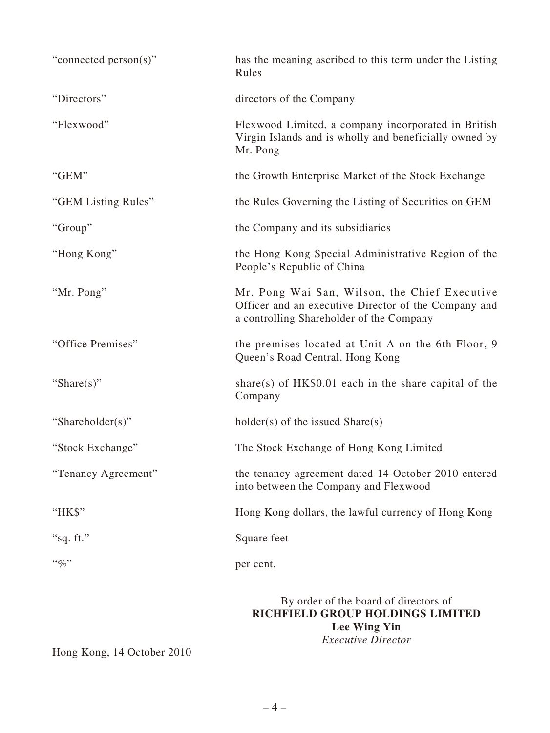| | |
|---|---|
| "connected person(s)" | has the meaning ascribed to this term under the Listing Rules |
| "Directors" | directors of the Company |
| "Flexwood" | Flexwood Limited, a company incorporated in British Virgin Islands and is wholly and beneficially owned by Mr. Pong |
| "GEM" | the Growth Enterprise Market of the Stock Exchange |
| "GEM Listing Rules" | the Rules Governing the Listing of Securities on GEM |
| "Group" | the Company and its subsidiaries |
| "Hong Kong" | the Hong Kong Special Administrative Region of the People's Republic of China |
| "Mr. Pong" | Mr. Pong Wai San, Wilson, the Chief Executive Officer and an executive Director of the Company and a controlling Shareholder of the Company |
| "Office Premises" | the premises located at Unit A on the 6th Floor, 9 Queen's Road Central, Hong Kong |
| "Share(s)" | share(s) of HK$0.01 each in the share capital of the Company |
| "Shareholder(s)" | holder(s) of the issued Share(s) |
| "Stock Exchange" | The Stock Exchange of Hong Kong Limited |
| "Tenancy Agreement" | the tenancy agreement dated 14 October 2010 entered into between the Company and Flexwood |
| "HK$" | Hong Kong dollars, the lawful currency of Hong Kong |
| "sq. ft." | Square feet |
| "%" | per cent. |

By order of the board of directors of
**RICHFIELD GROUP HOLDINGS LIMITED**
**Lee Wing Yin**
*Executive Director*

Hong Kong, 14 October 2010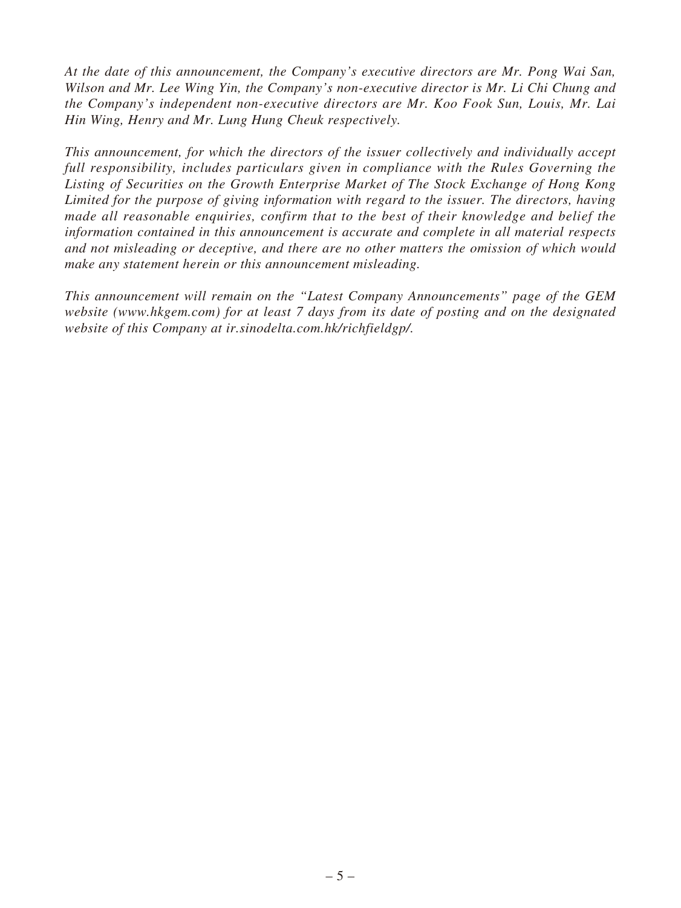*At the date of this announcement, the Company's executive directors are Mr. Pong Wai San, Wilson and Mr. Lee Wing Yin, the Company's non-executive director is Mr. Li Chi Chung and the Company's independent non-executive directors are Mr. Koo Fook Sun, Louis, Mr. Lai Hin Wing, Henry and Mr. Lung Hung Cheuk respectively.*

*This announcement, for which the directors of the issuer collectively and individually accept full responsibility, includes particulars given in compliance with the Rules Governing the Listing of Securities on the Growth Enterprise Market of The Stock Exchange of Hong Kong Limited for the purpose of giving information with regard to the issuer. The directors, having made all reasonable enquiries, confirm that to the best of their knowledge and belief the information contained in this announcement is accurate and complete in all material respects and not misleading or deceptive, and there are no other matters the omission of which would make any statement herein or this announcement misleading.*

*This announcement will remain on the "Latest Company Announcements" page of the GEM website (www.hkgem.com) for at least 7 days from its date of posting and on the designated website of this Company at ir.sinodelta.com.hk/richfieldgp/.*